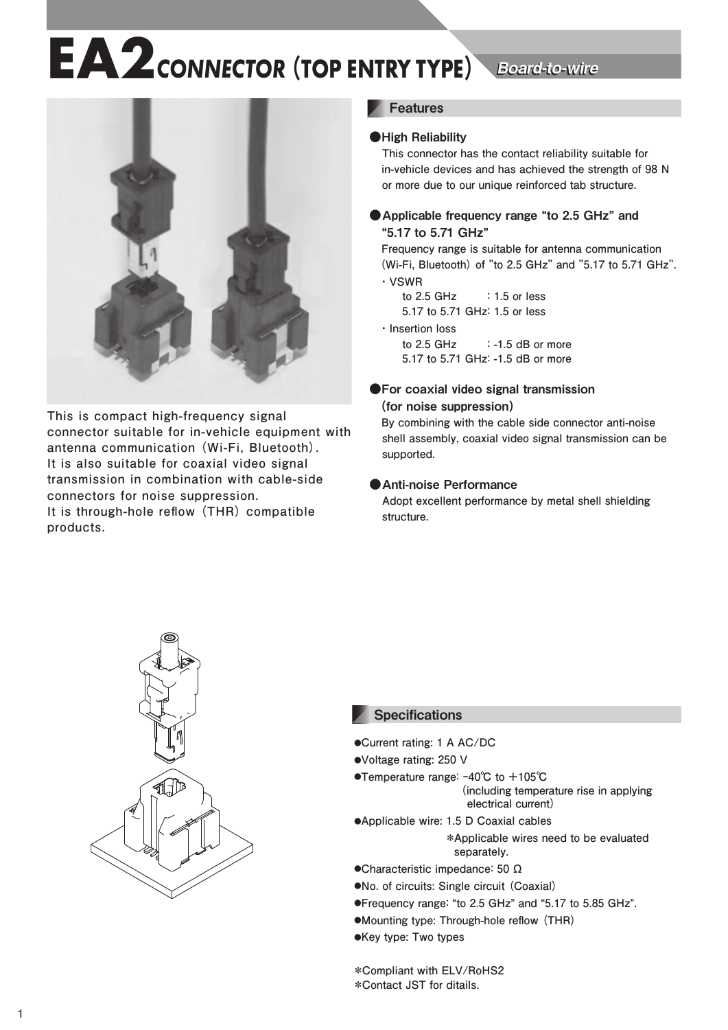# EA2 CONNECTOR (TOP ENTRY TYPE)

*Board-to-wire*

This is compact high-frequency signal connector suitable for in-vehicle equipment with antenna communication (Wi-Fi, Bluetooth).
It is also suitable for coaxial video signal transmission in combination with cable-side connectors for noise suppression.
It is through-hole reflow (THR) compatible products.

## Features

**●High Reliability**

This connector has the contact reliability suitable for in-vehicle devices and has achieved the strength of 98 N or more due to our unique reinforced tab structure.

**●Applicable frequency range "to 2.5 GHz" and "5.17 to 5.71 GHz"**

Frequency range is suitable for antenna communication (Wi-Fi, Bluetooth) of "to 2.5 GHz" and "5.17 to 5.71 GHz".

- VSWR
  - to 2.5 GHz : 1.5 or less
  - 5.17 to 5.71 GHz: 1.5 or less
- Insertion loss
  - to 2.5 GHz : -1.5 dB or more
  - 5.17 to 5.71 GHz: -1.5 dB or more

**●For coaxial video signal transmission (for noise suppression)**

By combining with the cable side connector anti-noise shell assembly, coaxial video signal transmission can be supported.

**●Anti-noise Performance**

Adopt excellent performance by metal shell shielding structure.

## Specifications

- ●Current rating: 1 A AC/DC
- ●Voltage rating: 250 V
- ●Temperature range: -40℃ to +105℃ (including temperature rise in applying electrical current)
- ●Applicable wire: 1.5 D Coaxial cables
  *Applicable wires need to be evaluated separately.
- ●Characteristic impedance: 50 Ω
- ●No. of circuits: Single circuit (Coaxial)
- ●Frequency range: "to 2.5 GHz" and "5.17 to 5.85 GHz".
- ●Mounting type: Through-hole reflow (THR)
- ●Key type: Two types

*Compliant with ELV/RoHS2
*Contact JST for ditails.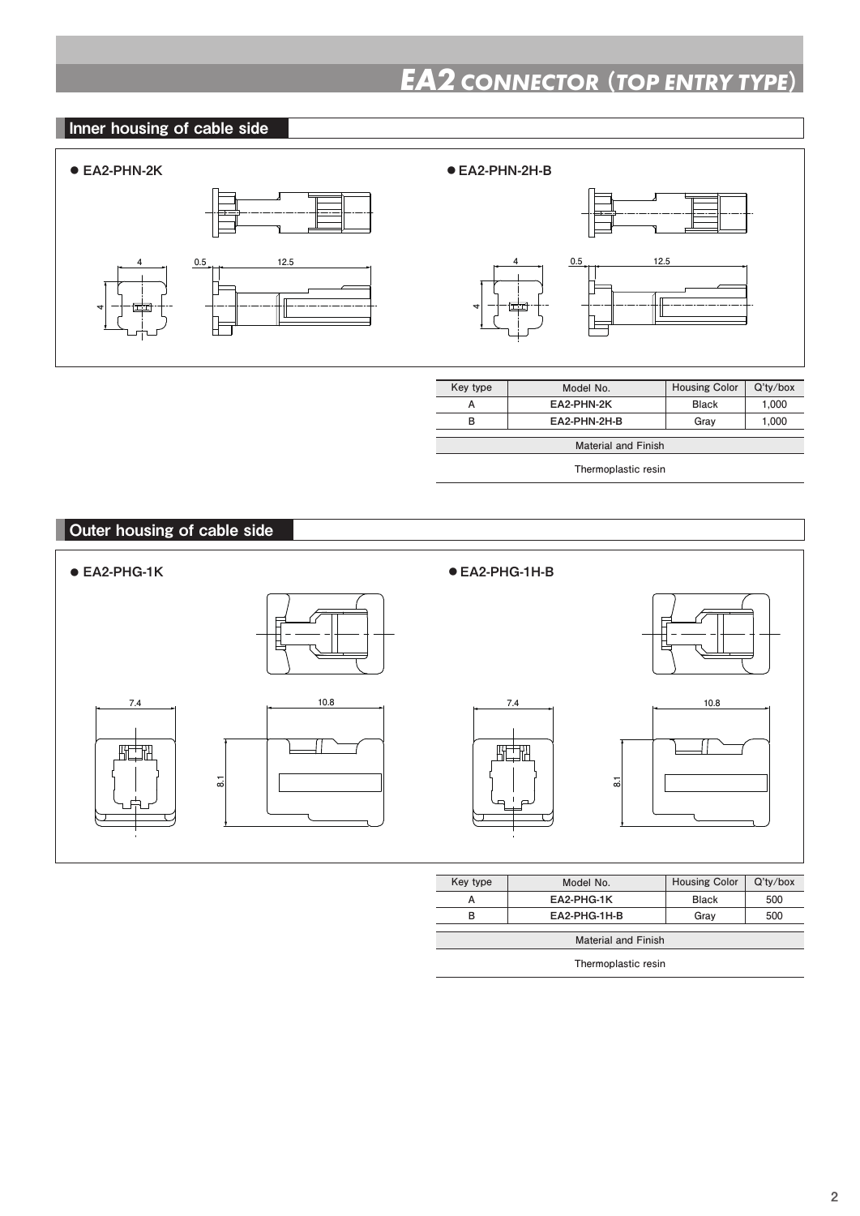# EA2 CONNECTOR (TOP ENTRY TYPE)

## Inner housing of cable side

● EA2-PHN-2K

4

0.5

12.5

4

● EA2-PHN-2H-B

4

0.5

12.5

4

| Key type | Model No. | Housing Color | Q'ty/box |
|---|---|---|---|
| A | **EA2-PHN-2K** | Black | 1,000 |
| B | **EA2-PHN-2H-B** | Gray | 1,000 |

| Material and Finish |
|---|
| Thermoplastic resin |

## Outer housing of cable side

● EA2-PHG-1K

7.4

10.8

8.1

● EA2-PHG-1H-B

7.4

10.8

8.1

| Key type | Model No. | Housing Color | Q'ty/box |
|---|---|---|---|
| A | **EA2-PHG-1K** | Black | 500 |
| B | **EA2-PHG-1H-B** | Gray | 500 |

| Material and Finish |
|---|
| Thermoplastic resin |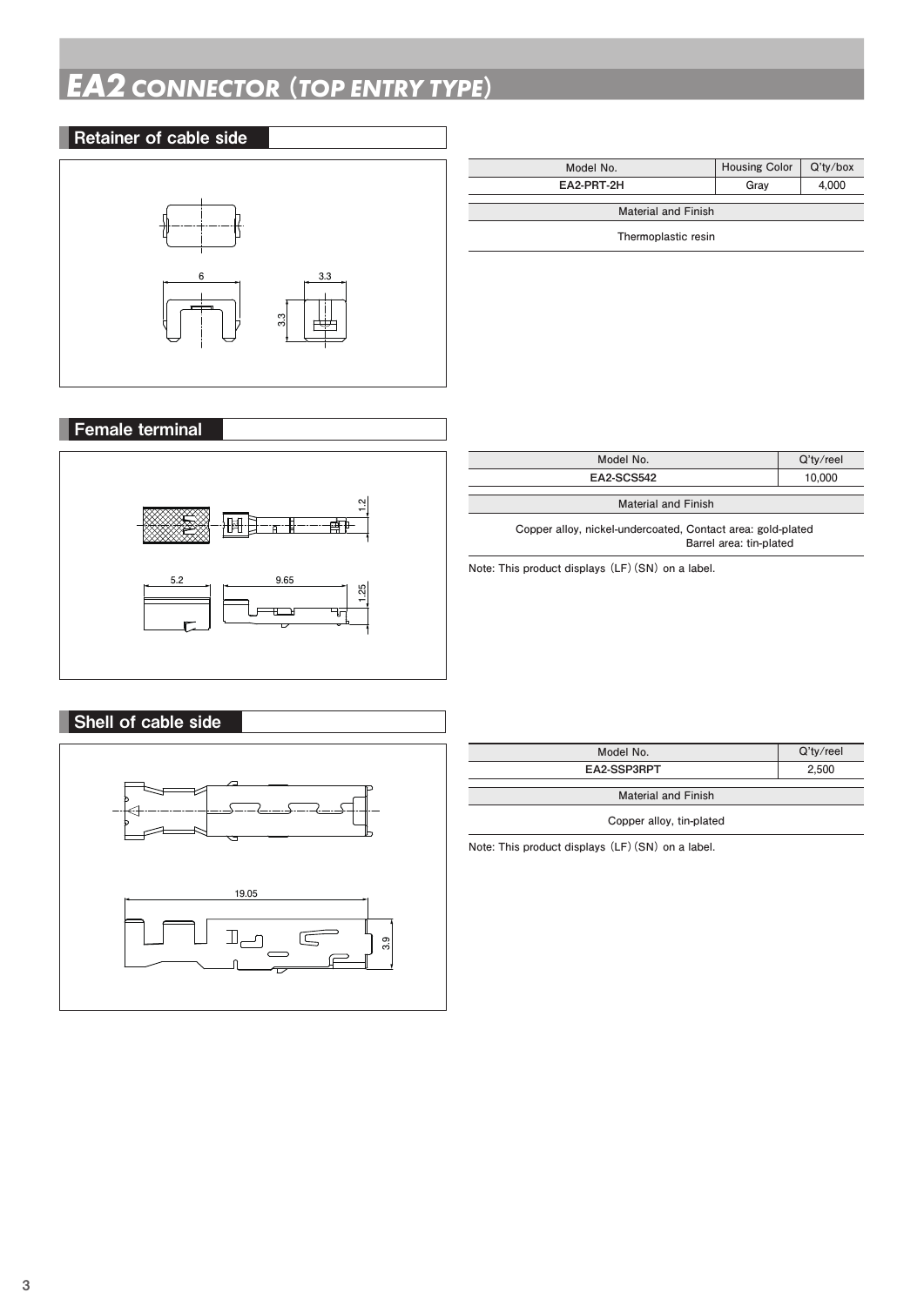# EA2 CONNECTOR (TOP ENTRY TYPE)

## Retainer of cable side

6

3.3

3.3

| Model No. | Housing Color | Q'ty/box |
|---|---|---|
| EA2-PRT-2H | Gray | 4,000 |

| Material and Finish |
|---|
| Thermoplastic resin |

## Female terminal

1.2

5.2

9.65

1.25

| Model No. | Q'ty/reel |
|---|---|
| EA2-SCS542 | 10,000 |

| Material and Finish |
|---|
| Copper alloy, nickel-undercoated, Contact area: gold-plated<br>Barrel area: tin-plated |

Note: This product displays (LF) (SN) on a label.

## Shell of cable side

19.05

3.9

| Model No. | Q'ty/reel |
|---|---|
| EA2-SSP3RPT | 2,500 |

| Material and Finish |
|---|
| Copper alloy, tin-plated |

Note: This product displays (LF) (SN) on a label.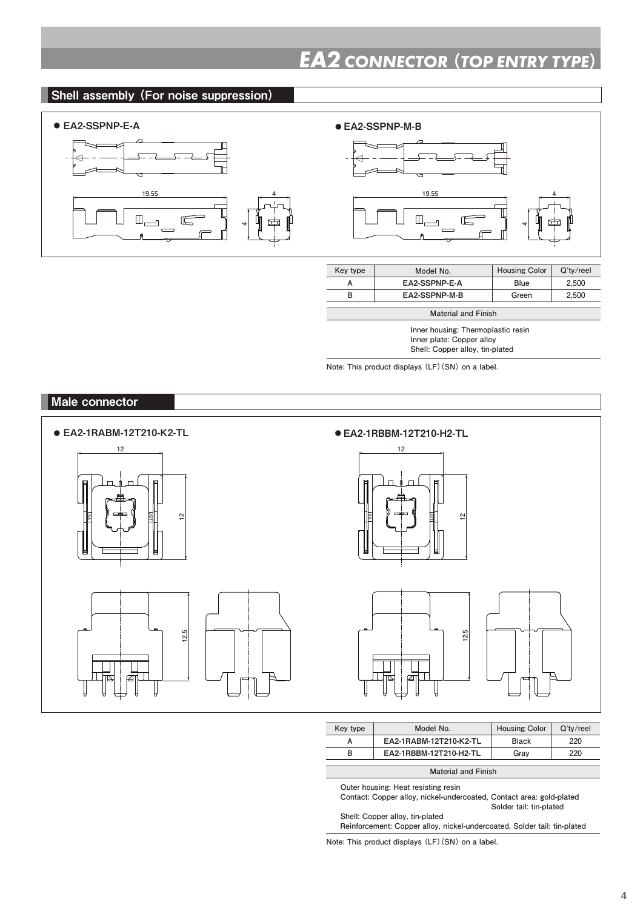# EA2 CONNECTOR (TOP ENTRY TYPE)

## Shell assembly (For noise suppression)

● **EA2-SSPNP-E-A**

19.55

4

4

● **EA2-SSPNP-M-B**

19.55

4

4

| Key type | Model No. | Housing Color | Q'ty/reel |
|---|---|---|---|
| A | **EA2-SSPNP-E-A** | Blue | 2,500 |
| B | **EA2-SSPNP-M-B** | Green | 2,500 |

| Material and Finish |
|---|
| Inner housing: Thermoplastic resin<br>Inner plate: Copper alloy<br>Shell: Copper alloy, tin-plated |

Note: This product displays (LF)(SN) on a label.

## Male connector

● **EA2-1RABM-12T210-K2-TL**

12

12

12.5

● **EA2-1RBBM-12T210-H2-TL**

12

12

12.5

| Key type | Model No. | Housing Color | Q'ty/reel |
|---|---|---|---|
| A | **EA2-1RABM-12T210-K2-TL** | Black | 220 |
| B | **EA2-1RBBM-12T210-H2-TL** | Gray | 220 |

| Material and Finish |
|---|
| Outer housing: Heat resisting resin<br>Contact: Copper alloy, nickel-undercoated, Contact area: gold-plated<br>Solder tail: tin-plated<br>Shell: Copper alloy, tin-plated<br>Reinforcement: Copper alloy, nickel-undercoated, Solder tail: tin-plated |

Note: This product displays (LF)(SN) on a label.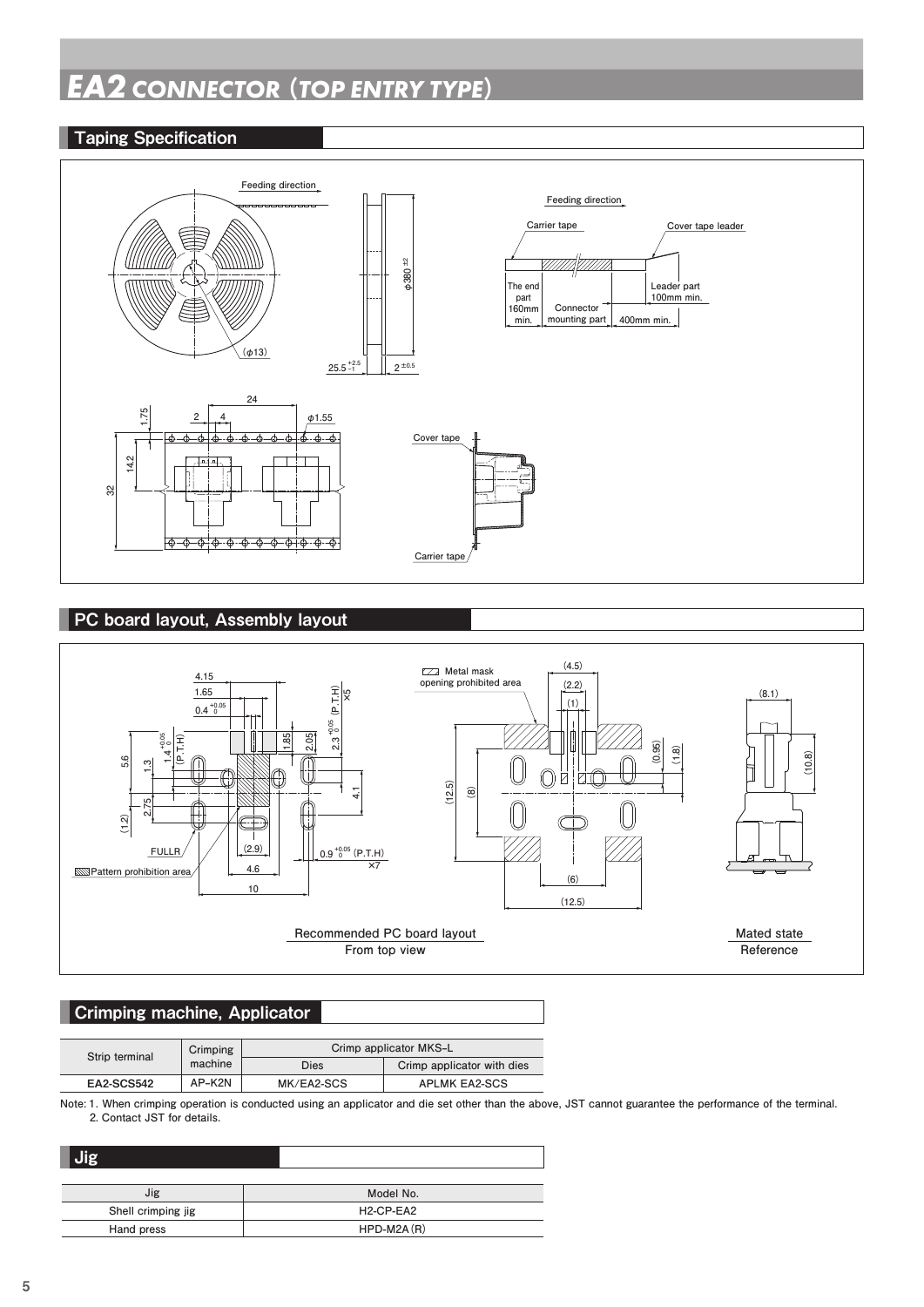// EA2 CONNECTOR (TOP ENTRY TYPE)

## Taping Specification

Feeding direction

(φ13)

φ380 ±2

25.5 $^{+2.5}_{-1}$

2 ±0.5

Feeding direction

Carrier tape

Cover tape leader

The end part 160mm min.

Connector mounting part

400mm min.

Leader part 100mm min.

24

1.75

2

4

φ1.55

14.2

32

Cover tape

Carrier tape

## PC board layout, Assembly layout

4.15

1.65

0.4 $^{+0.05}_{0}$

(P.T.H) ×5

5.6

1.3

1.4 $^{+0.05}_{0}$ (P.T.H)

1.85

2.05

2.3 $^{+0.05}_{0}$

2.75

(1.2)

4.1

FULLR

(2.9)

4.6

10

0.9 $^{+0.05}_{0}$ (P.T.H) ×7

Pattern prohibition area

Metal mask opening prohibited area

(4.5)

(2.2)

(1)

(12.5)

(8)

(0.95)

(1.8)

(6)

(12.5)

(8.1)

(10.8)

Recommended PC board layout
From top view

Mated state
Reference

## Crimping machine, Applicator

| Strip terminal | Crimping machine | Crimp applicator MKS-L | |
|---|---|---|---|
| | | Dies | Crimp applicator with dies |
| **EA2-SCS542** | AP-K2N | MK/EA2-SCS | APLMK EA2-SCS |

Note: 1. When crimping operation is conducted using an applicator and die set other than the above, JST cannot guarantee the performance of the terminal.
2. Contact JST for details.

## Jig

| Jig | Model No. |
|---|---|
| Shell crimping jig | H2-CP-EA2 |
| Hand press | HPD-M2A (R) |